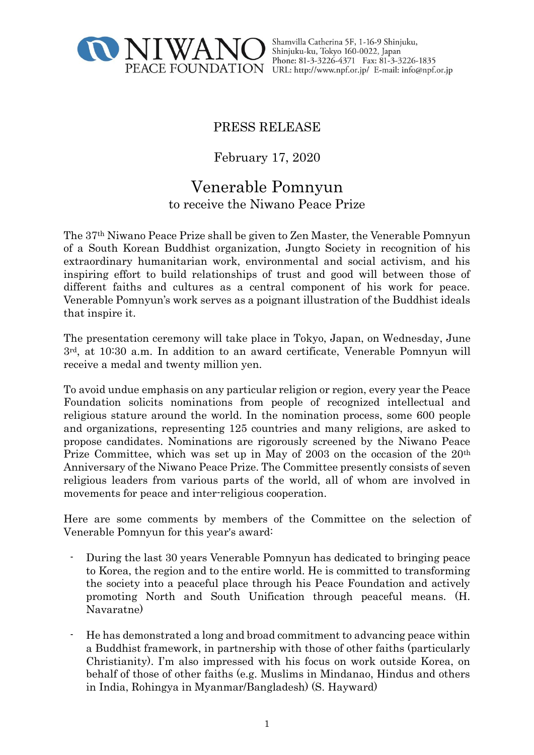NIWANO PEACE FOUNDATION

Shamvilla Catherina 5F, 1-16-9 Shinjuku, Shinjuku-ku, Tokyo 160-0022, Japan
Phone: 81-3-3226-4371 Fax: 81-3-3226-1835
URL: http://www.npf.or.jp/ E-mail: info@npf.or.jp

## PRESS RELEASE

February 17, 2020

# Venerable Pomnyun
## to receive the Niwano Peace Prize

The 37th Niwano Peace Prize shall be given to Zen Master, the Venerable Pomnyun of a South Korean Buddhist organization, Jungto Society in recognition of his extraordinary humanitarian work, environmental and social activism, and his inspiring effort to build relationships of trust and good will between those of different faiths and cultures as a central component of his work for peace. Venerable Pomnyun's work serves as a poignant illustration of the Buddhist ideals that inspire it.

The presentation ceremony will take place in Tokyo, Japan, on Wednesday, June 3rd, at 10:30 a.m. In addition to an award certificate, Venerable Pomnyun will receive a medal and twenty million yen.

To avoid undue emphasis on any particular religion or region, every year the Peace Foundation solicits nominations from people of recognized intellectual and religious stature around the world. In the nomination process, some 600 people and organizations, representing 125 countries and many religions, are asked to propose candidates. Nominations are rigorously screened by the Niwano Peace Prize Committee, which was set up in May of 2003 on the occasion of the 20th Anniversary of the Niwano Peace Prize. The Committee presently consists of seven religious leaders from various parts of the world, all of whom are involved in movements for peace and inter-religious cooperation.

Here are some comments by members of the Committee on the selection of Venerable Pomnyun for this year's award:

- During the last 30 years Venerable Pomnyun has dedicated to bringing peace to Korea, the region and to the entire world. He is committed to transforming the society into a peaceful place through his Peace Foundation and actively promoting North and South Unification through peaceful means. (H. Navaratne)

- He has demonstrated a long and broad commitment to advancing peace within a Buddhist framework, in partnership with those of other faiths (particularly Christianity). I'm also impressed with his focus on work outside Korea, on behalf of those of other faiths (e.g. Muslims in Mindanao, Hindus and others in India, Rohingya in Myanmar/Bangladesh) (S. Hayward)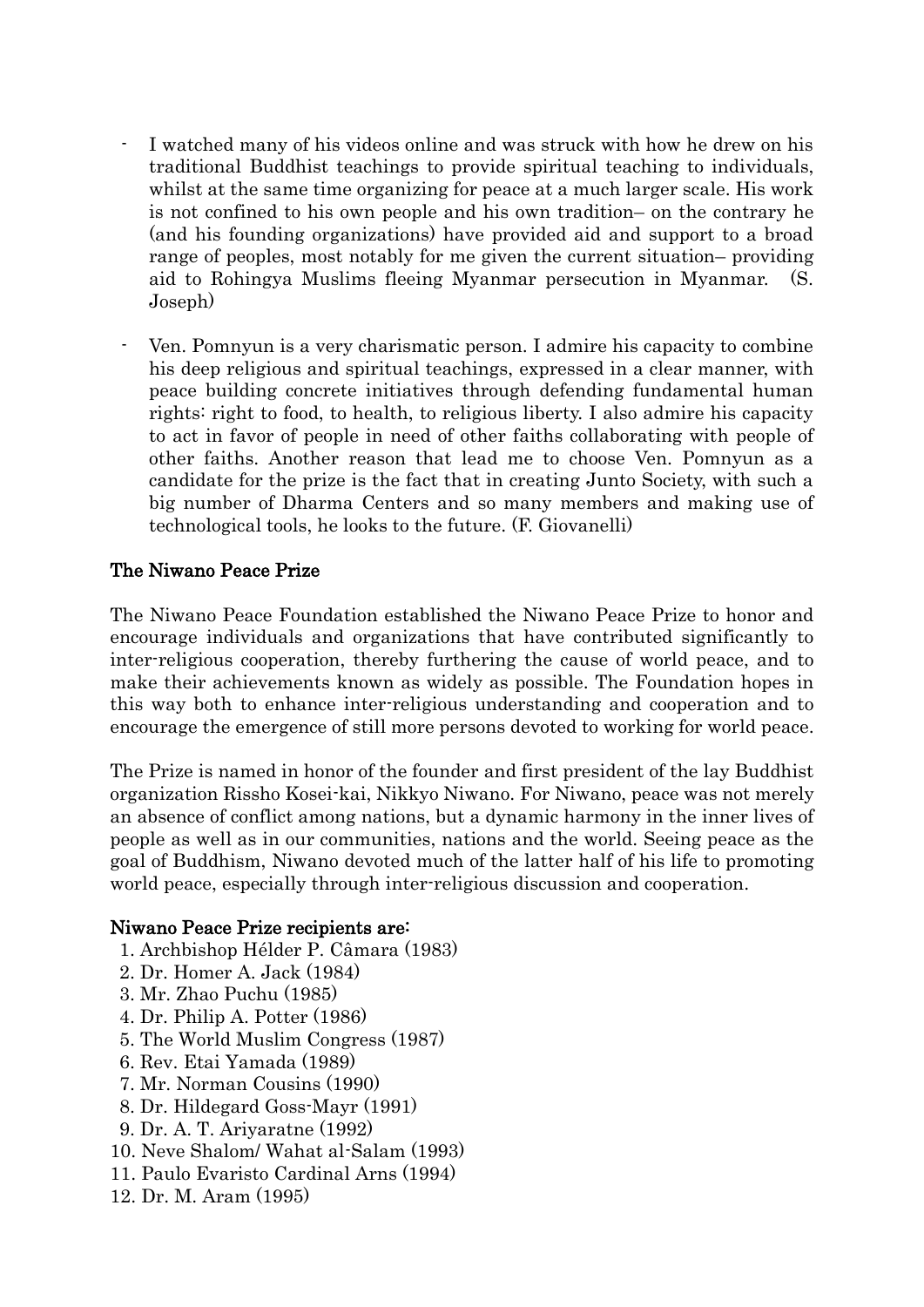- I watched many of his videos online and was struck with how he drew on his traditional Buddhist teachings to provide spiritual teaching to individuals, whilst at the same time organizing for peace at a much larger scale. His work is not confined to his own people and his own tradition– on the contrary he (and his founding organizations) have provided aid and support to a broad range of peoples, most notably for me given the current situation– providing aid to Rohingya Muslims fleeing Myanmar persecution in Myanmar. (S. Joseph)

- Ven. Pomnyun is a very charismatic person. I admire his capacity to combine his deep religious and spiritual teachings, expressed in a clear manner, with peace building concrete initiatives through defending fundamental human rights: right to food, to health, to religious liberty. I also admire his capacity to act in favor of people in need of other faiths collaborating with people of other faiths. Another reason that lead me to choose Ven. Pomnyun as a candidate for the prize is the fact that in creating Junto Society, with such a big number of Dharma Centers and so many members and making use of technological tools, he looks to the future. (F. Giovanelli)

## The Niwano Peace Prize

The Niwano Peace Foundation established the Niwano Peace Prize to honor and encourage individuals and organizations that have contributed significantly to inter-religious cooperation, thereby furthering the cause of world peace, and to make their achievements known as widely as possible. The Foundation hopes in this way both to enhance inter-religious understanding and cooperation and to encourage the emergence of still more persons devoted to working for world peace.

The Prize is named in honor of the founder and first president of the lay Buddhist organization Rissho Kosei-kai, Nikkyo Niwano. For Niwano, peace was not merely an absence of conflict among nations, but a dynamic harmony in the inner lives of people as well as in our communities, nations and the world. Seeing peace as the goal of Buddhism, Niwano devoted much of the latter half of his life to promoting world peace, especially through inter-religious discussion and cooperation.

## Niwano Peace Prize recipients are:

1. Archbishop Hélder P. Câmara (1983)
2. Dr. Homer A. Jack (1984)
3. Mr. Zhao Puchu (1985)
4. Dr. Philip A. Potter (1986)
5. The World Muslim Congress (1987)
6. Rev. Etai Yamada (1989)
7. Mr. Norman Cousins (1990)
8. Dr. Hildegard Goss-Mayr (1991)
9. Dr. A. T. Ariyaratne (1992)
10. Neve Shalom/ Wahat al-Salam (1993)
11. Paulo Evaristo Cardinal Arns (1994)
12. Dr. M. Aram (1995)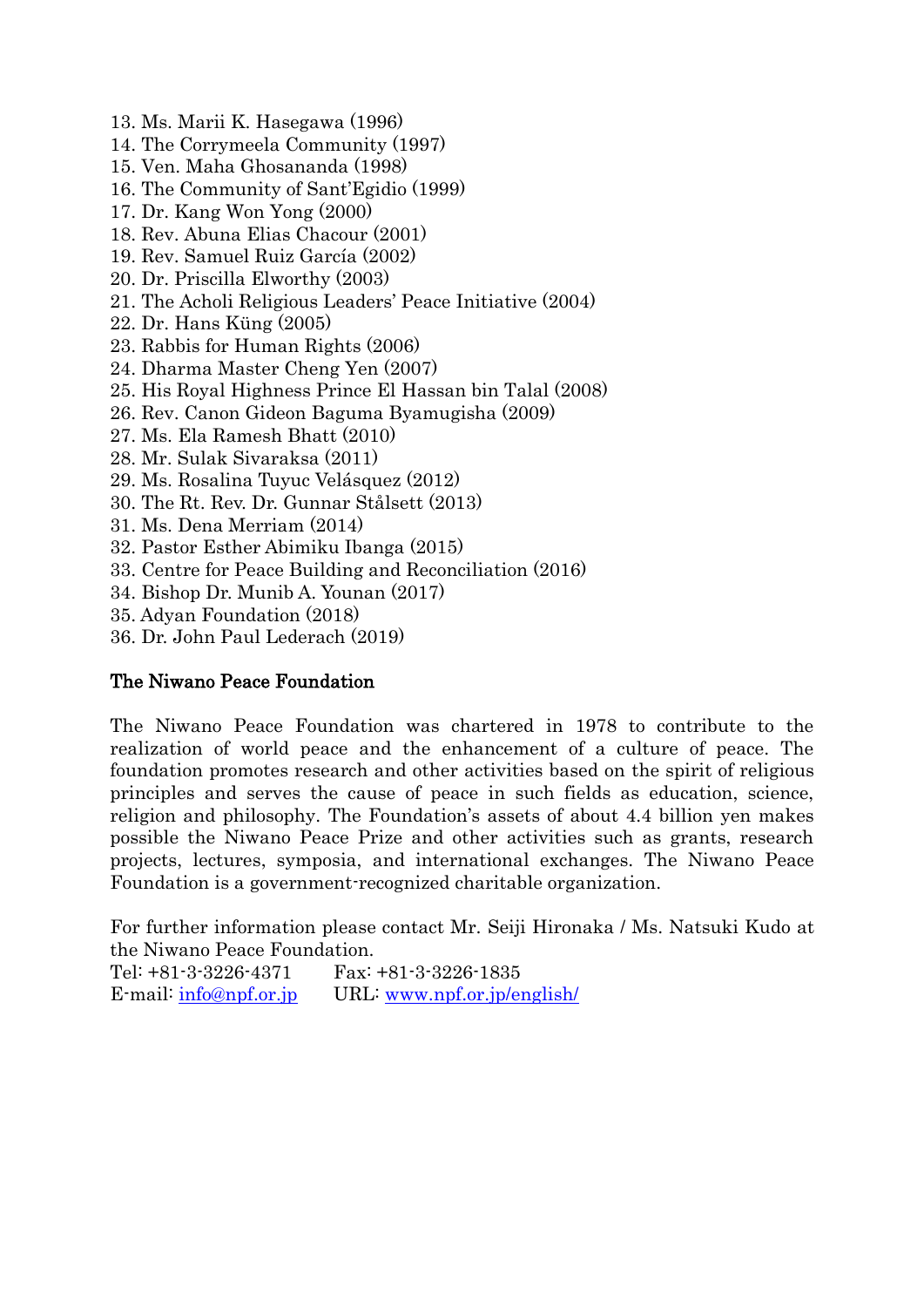13. Ms. Marii K. Hasegawa (1996)
14. The Corrymeela Community (1997)
15. Ven. Maha Ghosananda (1998)
16. The Community of Sant'Egidio (1999)
17. Dr. Kang Won Yong (2000)
18. Rev. Abuna Elias Chacour (2001)
19. Rev. Samuel Ruiz García (2002)
20. Dr. Priscilla Elworthy (2003)
21. The Acholi Religious Leaders' Peace Initiative (2004)
22. Dr. Hans Küng (2005)
23. Rabbis for Human Rights (2006)
24. Dharma Master Cheng Yen (2007)
25. His Royal Highness Prince El Hassan bin Talal (2008)
26. Rev. Canon Gideon Baguma Byamugisha (2009)
27. Ms. Ela Ramesh Bhatt (2010)
28. Mr. Sulak Sivaraksa (2011)
29. Ms. Rosalina Tuyuc Velásquez (2012)
30. The Rt. Rev. Dr. Gunnar Stålsett (2013)
31. Ms. Dena Merriam (2014)
32. Pastor Esther Abimiku Ibanga (2015)
33. Centre for Peace Building and Reconciliation (2016)
34. Bishop Dr. Munib A. Younan (2017)
35. Adyan Foundation (2018)
36. Dr. John Paul Lederach (2019)

## The Niwano Peace Foundation

The Niwano Peace Foundation was chartered in 1978 to contribute to the realization of world peace and the enhancement of a culture of peace. The foundation promotes research and other activities based on the spirit of religious principles and serves the cause of peace in such fields as education, science, religion and philosophy. The Foundation's assets of about 4.4 billion yen makes possible the Niwano Peace Prize and other activities such as grants, research projects, lectures, symposia, and international exchanges. The Niwano Peace Foundation is a government-recognized charitable organization.

For further information please contact Mr. Seiji Hironaka / Ms. Natsuki Kudo at the Niwano Peace Foundation.

Tel: +81-3-3226-4371 Fax: +81-3-3226-1835
E-mail: info@npf.or.jp URL: www.npf.or.jp/english/